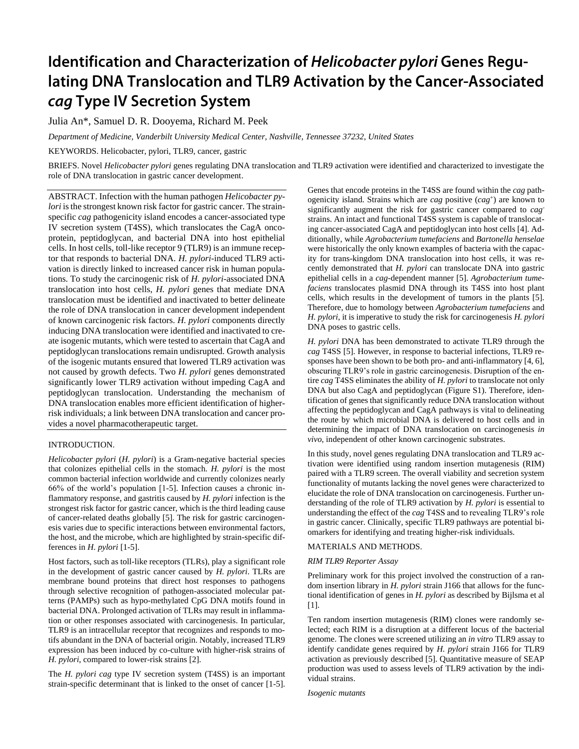# Identification and Characterization of *Helicobacter pylori* Genes Regulating DNA Translocation and TLR9 Activation by the Cancer-Associated *cag* Type IV Secretion System

Julia An*, Samuel D. R. Dooyema, Richard M. Peek

*Department of Medicine, Vanderbilt University Medical Center, Nashville, Tennessee 37232, United States*

KEYWORDS. Helicobacter, pylori, TLR9, cancer, gastric

BRIEFS. Novel *Helicobacter pylori* genes regulating DNA translocation and TLR9 activation were identified and characterized to investigate the role of DNA translocation in gastric cancer development.

ABSTRACT. Infection with the human pathogen *Helicobacter pylori* is the strongest known risk factor for gastric cancer. The strain-specific *cag* pathogenicity island encodes a cancer-associated type IV secretion system (T4SS), which translocates the CagA oncoprotein, peptidoglycan, and bacterial DNA into host epithelial cells. In host cells, toll-like receptor 9 (TLR9) is an immune receptor that responds to bacterial DNA. *H. pylori*-induced TLR9 activation is directly linked to increased cancer risk in human populations. To study the carcinogenic risk of *H. pylori*-associated DNA translocation into host cells, *H. pylori* genes that mediate DNA translocation must be identified and inactivated to better delineate the role of DNA translocation in cancer development independent of known carcinogenic risk factors. *H. pylori* components directly inducing DNA translocation were identified and inactivated to create isogenic mutants, which were tested to ascertain that CagA and peptidoglycan translocations remain undisrupted. Growth analysis of the isogenic mutants ensured that lowered TLR9 activation was not caused by growth defects. Two *H. pylori* genes demonstrated significantly lower TLR9 activation without impeding CagA and peptidoglycan translocation. Understanding the mechanism of DNA translocation enables more efficient identification of higher-risk individuals; a link between DNA translocation and cancer provides a novel pharmacotherapeutic target.

## INTRODUCTION.

*Helicobacter pylori* (*H. pylori*) is a Gram-negative bacterial species that colonizes epithelial cells in the stomach. *H. pylori* is the most common bacterial infection worldwide and currently colonizes nearly 66% of the world's population [1-5]. Infection causes a chronic inflammatory response, and gastritis caused by *H. pylori* infection is the strongest risk factor for gastric cancer, which is the third leading cause of cancer-related deaths globally [5]. The risk for gastric carcinogenesis varies due to specific interactions between environmental factors, the host, and the microbe, which are highlighted by strain-specific differences in *H. pylori* [1-5].

Host factors, such as toll-like receptors (TLRs), play a significant role in the development of gastric cancer caused by *H. pylori*. TLRs are membrane bound proteins that direct host responses to pathogens through selective recognition of pathogen-associated molecular patterns (PAMPs) such as hypo-methylated CpG DNA motifs found in bacterial DNA. Prolonged activation of TLRs may result in inflammation or other responses associated with carcinogenesis. In particular, TLR9 is an intracellular receptor that recognizes and responds to motifs abundant in the DNA of bacterial origin. Notably, increased TLR9 expression has been induced by co-culture with higher-risk strains of *H. pylori*, compared to lower-risk strains [2].

The *H. pylori cag* type IV secretion system (T4SS) is an important strain-specific determinant that is linked to the onset of cancer [1-5]. Genes that encode proteins in the T4SS are found within the *cag* pathogenicity island. Strains which are *cag* positive (*cag*$^+$) are known to significantly augment the risk for gastric cancer compared to *cag*$^-$ strains. An intact and functional T4SS system is capable of translocating cancer-associated CagA and peptidoglycan into host cells [4]. Additionally, while *Agrobacterium tumefaciens* and *Bartonella henselae* were historically the only known examples of bacteria with the capacity for trans-kingdom DNA translocation into host cells, it was recently demonstrated that *H. pylori* can translocate DNA into gastric epithelial cells in a *cag*-dependent manner [5]. *Agrobacterium tumefaciens* translocates plasmid DNA through its T4SS into host plant cells, which results in the development of tumors in the plants [5]. Therefore, due to homology between *Agrobacterium tumefaciens* and *H. pylori*, it is imperative to study the risk for carcinogenesis *H. pylori* DNA poses to gastric cells.

*H. pylori* DNA has been demonstrated to activate TLR9 through the *cag* T4SS [5]. However, in response to bacterial infections, TLR9 responses have been shown to be both pro- and anti-inflammatory [4, 6], obscuring TLR9's role in gastric carcinogenesis. Disruption of the entire *cag* T4SS eliminates the ability of *H. pylori* to translocate not only DNA but also CagA and peptidoglycan (Figure S1). Therefore, identification of genes that significantly reduce DNA translocation without affecting the peptidoglycan and CagA pathways is vital to delineating the route by which microbial DNA is delivered to host cells and in determining the impact of DNA translocation on carcinogenesis *in vivo*, independent of other known carcinogenic substrates.

In this study, novel genes regulating DNA translocation and TLR9 activation were identified using random insertion mutagenesis (RIM) paired with a TLR9 screen. The overall viability and secretion system functionality of mutants lacking the novel genes were characterized to elucidate the role of DNA translocation on carcinogenesis. Further understanding of the role of TLR9 activation by *H. pylori* is essential to understanding the effect of the *cag* T4SS and to revealing TLR9's role in gastric cancer. Clinically, specific TLR9 pathways are potential biomarkers for identifying and treating higher-risk individuals.

## MATERIALS AND METHODS.

### *RIM TLR9 Reporter Assay*

Preliminary work for this project involved the construction of a random insertion library in *H. pylori* strain J166 that allows for the functional identification of genes in *H. pylori* as described by Bijlsma et al [1].

Ten random insertion mutagenesis (RIM) clones were randomly selected; each RIM is a disruption at a different locus of the bacterial genome. The clones were screened utilizing an *in vitro* TLR9 assay to identify candidate genes required by *H. pylori* strain J166 for TLR9 activation as previously described [5]. Quantitative measure of SEAP production was used to assess levels of TLR9 activation by the individual strains.

### *Isogenic mutants*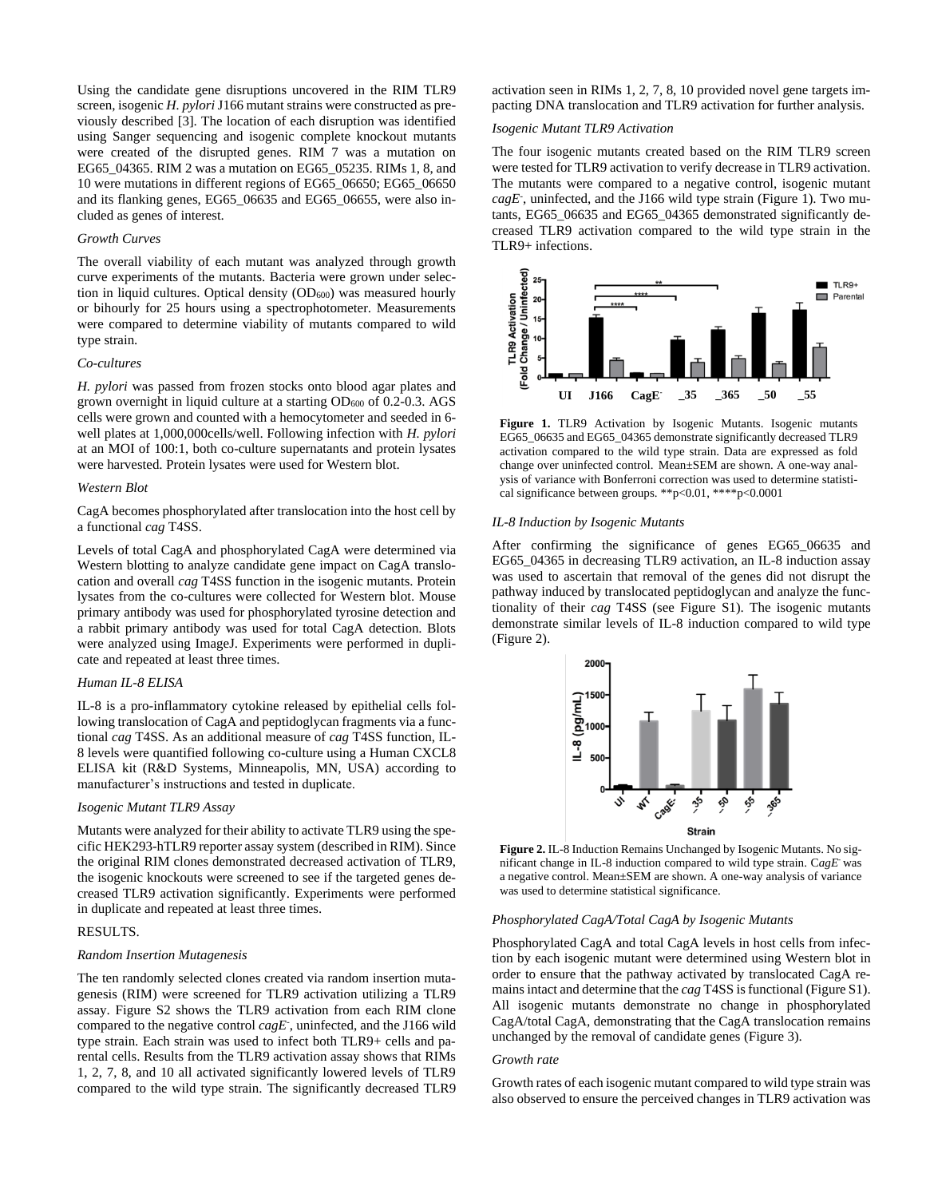Using the candidate gene disruptions uncovered in the RIM TLR9 screen, isogenic *H. pylori* J166 mutant strains were constructed as previously described [3]. The location of each disruption was identified using Sanger sequencing and isogenic complete knockout mutants were created of the disrupted genes. RIM 7 was a mutation on EG65_04365. RIM 2 was a mutation on EG65_05235. RIMs 1, 8, and 10 were mutations in different regions of EG65_06650; EG65_06650 and its flanking genes, EG65_06635 and EG65_06655, were also included as genes of interest.

*Growth Curves*

The overall viability of each mutant was analyzed through growth curve experiments of the mutants. Bacteria were grown under selection in liquid cultures. Optical density ($OD_{600}$) was measured hourly or bihourly for 25 hours using a spectrophotometer. Measurements were compared to determine viability of mutants compared to wild type strain.

*Co-cultures*

*H. pylori* was passed from frozen stocks onto blood agar plates and grown overnight in liquid culture at a starting $OD_{600}$ of 0.2-0.3. AGS cells were grown and counted with a hemocytometer and seeded in 6-well plates at 1,000,000cells/well. Following infection with *H. pylori* at an MOI of 100:1, both co-culture supernatants and protein lysates were harvested. Protein lysates were used for Western blot.

*Western Blot*

CagA becomes phosphorylated after translocation into the host cell by a functional *cag* T4SS.

Levels of total CagA and phosphorylated CagA were determined via Western blotting to analyze candidate gene impact on CagA translocation and overall *cag* T4SS function in the isogenic mutants. Protein lysates from the co-cultures were collected for Western blot. Mouse primary antibody was used for phosphorylated tyrosine detection and a rabbit primary antibody was used for total CagA detection. Blots were analyzed using ImageJ. Experiments were performed in duplicate and repeated at least three times.

*Human IL-8 ELISA*

IL-8 is a pro-inflammatory cytokine released by epithelial cells following translocation of CagA and peptidoglycan fragments via a functional *cag* T4SS. As an additional measure of *cag* T4SS function, IL-8 levels were quantified following co-culture using a Human CXCL8 ELISA kit (R&D Systems, Minneapolis, MN, USA) according to manufacturer's instructions and tested in duplicate.

*Isogenic Mutant TLR9 Assay*

Mutants were analyzed for their ability to activate TLR9 using the specific HEK293-hTLR9 reporter assay system (described in RIM). Since the original RIM clones demonstrated decreased activation of TLR9, the isogenic knockouts were screened to see if the targeted genes decreased TLR9 activation significantly. Experiments were performed in duplicate and repeated at least three times.

RESULTS.

*Random Insertion Mutagenesis*

The ten randomly selected clones created via random insertion mutagenesis (RIM) were screened for TLR9 activation utilizing a TLR9 assay. Figure S2 shows the TLR9 activation from each RIM clone compared to the negative control *cagE*-, uninfected, and the J166 wild type strain. Each strain was used to infect both TLR9+ cells and parental cells. Results from the TLR9 activation assay shows that RIMs 1, 2, 7, 8, and 10 all activated significantly lowered levels of TLR9 compared to the wild type strain. The significantly decreased TLR9 activation seen in RIMs 1, 2, 7, 8, 10 provided novel gene targets impacting DNA translocation and TLR9 activation for further analysis.

*Isogenic Mutant TLR9 Activation*

The four isogenic mutants created based on the RIM TLR9 screen were tested for TLR9 activation to verify decrease in TLR9 activation. The mutants were compared to a negative control, isogenic mutant *cagE*-, uninfected, and the J166 wild type strain (Figure 1). Two mutants, EG65_06635 and EG65_04365 demonstrated significantly decreased TLR9 activation compared to the wild type strain in the TLR9+ infections.

**Figure 1.** TLR9 Activation by Isogenic Mutants. Isogenic mutants EG65_06635 and EG65_04365 demonstrate significantly decreased TLR9 activation compared to the wild type strain. Data are expressed as fold change over uninfected control. Mean±SEM are shown. A one-way analysis of variance with Bonferroni correction was used to determine statistical significance between groups. **p<0.01, ****p<0.0001

*IL-8 Induction by Isogenic Mutants*

After confirming the significance of genes EG65_06635 and EG65_04365 in decreasing TLR9 activation, an IL-8 induction assay was used to ascertain that removal of the genes did not disrupt the pathway induced by translocated peptidoglycan and analyze the functionality of their *cag* T4SS (see Figure S1). The isogenic mutants demonstrate similar levels of IL-8 induction compared to wild type (Figure 2).

**Figure 2.** IL-8 Induction Remains Unchanged by Isogenic Mutants. No significant change in IL-8 induction compared to wild type strain. C*agE*- was a negative control. Mean±SEM are shown. A one-way analysis of variance was used to determine statistical significance.

*Phosphorylated CagA/Total CagA by Isogenic Mutants*

Phosphorylated CagA and total CagA levels in host cells from infection by each isogenic mutant were determined using Western blot in order to ensure that the pathway activated by translocated CagA remains intact and determine that the *cag* T4SS is functional (Figure S1). All isogenic mutants demonstrate no change in phosphorylated CagA/total CagA, demonstrating that the CagA translocation remains unchanged by the removal of candidate genes (Figure 3).

*Growth rate*

Growth rates of each isogenic mutant compared to wild type strain was also observed to ensure the perceived changes in TLR9 activation was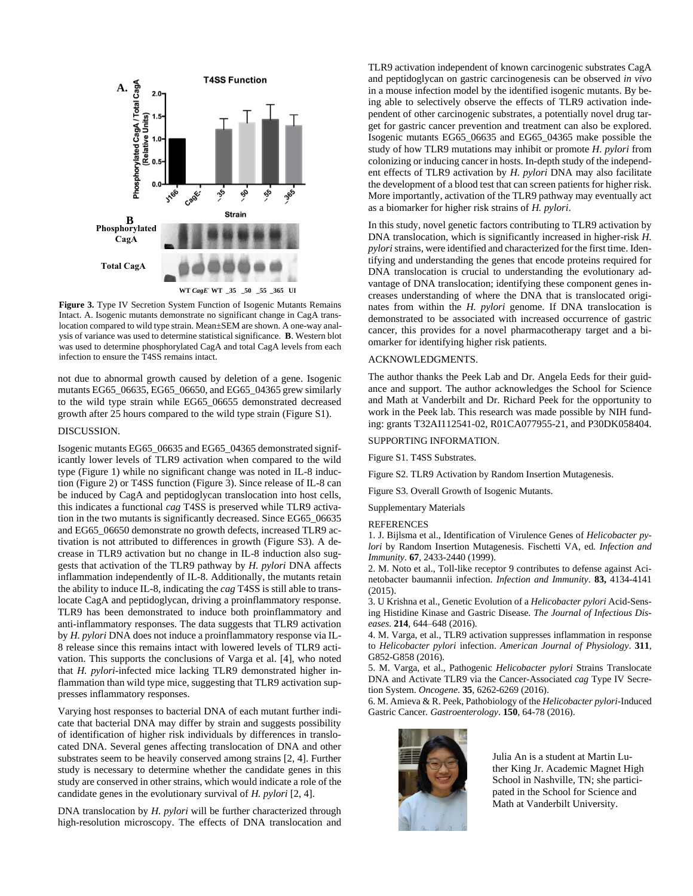A. T4SS Function

Phosphorylated CagA / Total CagA (Relative Units)

2.0
1.5
1.0
0.5
0.0

J166
CagE-
_35
_50
_55
_365

Strain

B

Phosphorylated CagA

Total CagA

WT *CagE-* WT _35 _50 _55 _365 UI

**Figure 3.** Type IV Secretion System Function of Isogenic Mutants Remains Intact. A. Isogenic mutants demonstrate no significant change in CagA translocation compared to wild type strain. Mean±SEM are shown. A one-way analysis of variance was used to determine statistical significance. **B**. Western blot was used to determine phosphorylated CagA and total CagA levels from each infection to ensure the T4SS remains intact.

not due to abnormal growth caused by deletion of a gene. Isogenic mutants EG65_06635, EG65_06650, and EG65_04365 grew similarly to the wild type strain while EG65_06655 demonstrated decreased growth after 25 hours compared to the wild type strain (Figure S1).

## DISCUSSION.

Isogenic mutants EG65_06635 and EG65_04365 demonstrated significantly lower levels of TLR9 activation when compared to the wild type (Figure 1) while no significant change was noted in IL-8 induction (Figure 2) or T4SS function (Figure 3). Since release of IL-8 can be induced by CagA and peptidoglycan translocation into host cells, this indicates a functional *cag* T4SS is preserved while TLR9 activation in the two mutants is significantly decreased. Since EG65_06635 and EG65_06650 demonstrate no growth defects, increased TLR9 activation is not attributed to differences in growth (Figure S3). A decrease in TLR9 activation but no change in IL-8 induction also suggests that activation of the TLR9 pathway by *H. pylori* DNA affects inflammation independently of IL-8. Additionally, the mutants retain the ability to induce IL-8, indicating the *cag* T4SS is still able to translocate CagA and peptidoglycan, driving a proinflammatory response. TLR9 has been demonstrated to induce both proinflammatory and anti-inflammatory responses. The data suggests that TLR9 activation by *H. pylori* DNA does not induce a proinflammatory response via IL-8 release since this remains intact with lowered levels of TLR9 activation. This supports the conclusions of Varga et al. [4], who noted that *H. pylori*-infected mice lacking TLR9 demonstrated higher inflammation than wild type mice, suggesting that TLR9 activation suppresses inflammatory responses.

Varying host responses to bacterial DNA of each mutant further indicate that bacterial DNA may differ by strain and suggests possibility of identification of higher risk individuals by differences in translocated DNA. Several genes affecting translocation of DNA and other substrates seem to be heavily conserved among strains [2, 4]. Further study is necessary to determine whether the candidate genes in this study are conserved in other strains, which would indicate a role of the candidate genes in the evolutionary survival of *H. pylori* [2, 4].

DNA translocation by *H. pylori* will be further characterized through high-resolution microscopy. The effects of DNA translocation and TLR9 activation independent of known carcinogenic substrates CagA and peptidoglycan on gastric carcinogenesis can be observed *in vivo* in a mouse infection model by the identified isogenic mutants. By being able to selectively observe the effects of TLR9 activation independent of other carcinogenic substrates, a potentially novel drug target for gastric cancer prevention and treatment can also be explored. Isogenic mutants EG65_06635 and EG65_04365 make possible the study of how TLR9 mutations may inhibit or promote *H. pylori* from colonizing or inducing cancer in hosts. In-depth study of the independent effects of TLR9 activation by *H. pylori* DNA may also facilitate the development of a blood test that can screen patients for higher risk. More importantly, activation of the TLR9 pathway may eventually act as a biomarker for higher risk strains of *H. pylori*.

In this study, novel genetic factors contributing to TLR9 activation by DNA translocation, which is significantly increased in higher-risk *H. pylori* strains, were identified and characterized for the first time. Identifying and understanding the genes that encode proteins required for DNA translocation is crucial to understanding the evolutionary advantage of DNA translocation; identifying these component genes increases understanding of where the DNA that is translocated originates from within the *H. pylori* genome. If DNA translocation is demonstrated to be associated with increased occurrence of gastric cancer, this provides for a novel pharmacotherapy target and a biomarker for identifying higher risk patients.

## ACKNOWLEDGMENTS.

The author thanks the Peek Lab and Dr. Angela Eeds for their guidance and support. The author acknowledges the School for Science and Math at Vanderbilt and Dr. Richard Peek for the opportunity to work in the Peek lab. This research was made possible by NIH funding: grants T32AI112541-02, R01CA077955-21, and P30DK058404.

## SUPPORTING INFORMATION.

Figure S1. T4SS Substrates.

Figure S2. TLR9 Activation by Random Insertion Mutagenesis.

Figure S3. Overall Growth of Isogenic Mutants.

Supplementary Materials

## REFERENCES

1. J. Bijlsma et al., Identification of Virulence Genes of *Helicobacter pylori* by Random Insertion Mutagenesis. Fischetti VA, ed. *Infection and Immunity*. **67**, 2433-2440 (1999).
2. M. Noto et al., Toll-like receptor 9 contributes to defense against Acinetobacter baumannii infection. *Infection and Immunity*. **83,** 4134-4141 (2015).
3. U Krishna et al., Genetic Evolution of a *Helicobacter pylori* Acid-Sensing Histidine Kinase and Gastric Disease. *The Journal of Infectious Diseases*. **214**, 644–648 (2016).
4. M. Varga, et al., TLR9 activation suppresses inflammation in response to *Helicobacter pylori* infection. *American Journal of Physiology*. **311**, G852-G858 (2016).
5. M. Varga, et al., Pathogenic *Helicobacter pylori* Strains Translocate DNA and Activate TLR9 via the Cancer-Associated *cag* Type IV Secretion System. *Oncogene*. **35**, 6262-6269 (2016).
6. M. Amieva & R. Peek, Pathobiology of the *Helicobacter pylori*-Induced Gastric Cancer. *Gastroenterology*. **150**, 64-78 (2016).

Julia An is a student at Martin Luther King Jr. Academic Magnet High School in Nashville, TN; she participated in the School for Science and Math at Vanderbilt University.